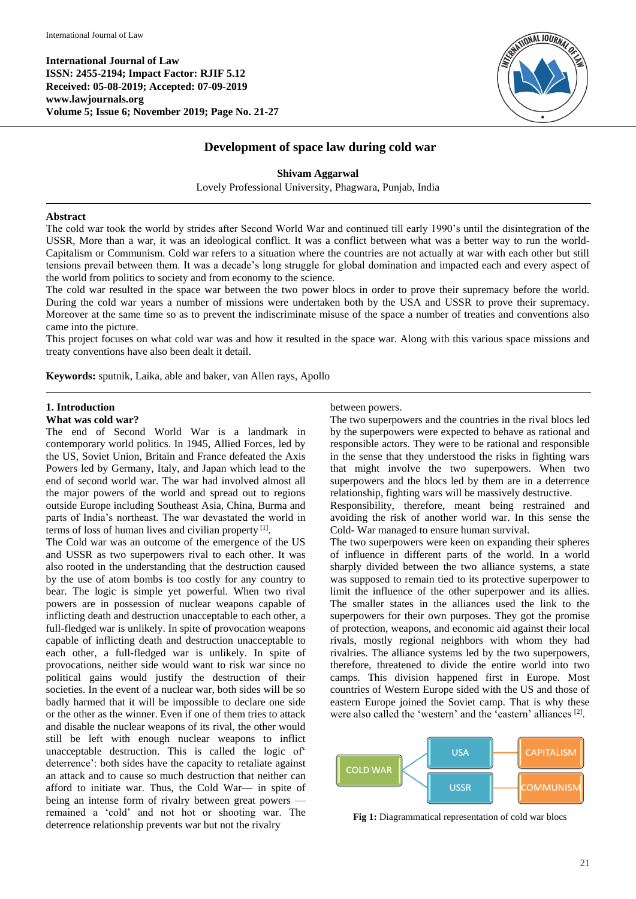International Journal of Law
ISSN: 2455-2194; Impact Factor: RJIF 5.12
Received: 05-08-2019; Accepted: 07-09-2019
www.lawjournals.org
Volume 5; Issue 6; November 2019; Page No. 21-27

# Development of space law during cold war

**Shivam Aggarwal**

Lovely Professional University, Phagwara, Punjab, India

## Abstract

The cold war took the world by strides after Second World War and continued till early 1990's until the disintegration of the USSR, More than a war, it was an ideological conflict. It was a conflict between what was a better way to run the world- Capitalism or Communism. Cold war refers to a situation where the countries are not actually at war with each other but still tensions prevail between them. It was a decade's long struggle for global domination and impacted each and every aspect of the world from politics to society and from economy to the science.

The cold war resulted in the space war between the two power blocs in order to prove their supremacy before the world. During the cold war years a number of missions were undertaken both by the USA and USSR to prove their supremacy. Moreover at the same time so as to prevent the indiscriminate misuse of the space a number of treaties and conventions also came into the picture.

This project focuses on what cold war was and how it resulted in the space war. Along with this various space missions and treaty conventions have also been dealt it detail.

**Keywords:** sputnik, Laika, able and baker, van Allen rays, Apollo

## 1. Introduction

### What was cold war?

The end of Second World War is a landmark in contemporary world politics. In 1945, Allied Forces, led by the US, Soviet Union, Britain and France defeated the Axis Powers led by Germany, Italy, and Japan which lead to the end of second world war. The war had involved almost all the major powers of the world and spread out to regions outside Europe including Southeast Asia, China, Burma and parts of India's northeast. The war devastated the world in terms of loss of human lives and civilian property [1].

The Cold war was an outcome of the emergence of the US and USSR as two superpowers rival to each other. It was also rooted in the understanding that the destruction caused by the use of atom bombs is too costly for any country to bear. The logic is simple yet powerful. When two rival powers are in possession of nuclear weapons capable of inflicting death and destruction unacceptable to each other, a full-fledged war is unlikely. In spite of provocation weapons capable of inflicting death and destruction unacceptable to each other, a full-fledged war is unlikely. In spite of provocations, neither side would want to risk war since no political gains would justify the destruction of their societies. In the event of a nuclear war, both sides will be so badly harmed that it will be impossible to declare one side or the other as the winner. Even if one of them tries to attack and disable the nuclear weapons of its rival, the other would still be left with enough nuclear weapons to inflict unacceptable destruction. This is called the logic of' deterrence': both sides have the capacity to retaliate against an attack and to cause so much destruction that neither can afford to initiate war. Thus, the Cold War— in spite of being an intense form of rivalry between great powers — remained a 'cold' and not hot or shooting war. The deterrence relationship prevents war but not the rivalry between powers.

The two superpowers and the countries in the rival blocs led by the superpowers were expected to behave as rational and responsible actors. They were to be rational and responsible in the sense that they understood the risks in fighting wars that might involve the two superpowers. When two superpowers and the blocs led by them are in a deterrence relationship, fighting wars will be massively destructive. Responsibility, therefore, meant being restrained and avoiding the risk of another world war. In this sense the Cold- War managed to ensure human survival.

The two superpowers were keen on expanding their spheres of influence in different parts of the world. In a world sharply divided between the two alliance systems, a state was supposed to remain tied to its protective superpower to limit the influence of the other superpower and its allies. The smaller states in the alliances used the link to the superpowers for their own purposes. They got the promise of protection, weapons, and economic aid against their local rivals, mostly regional neighbors with whom they had rivalries. The alliance systems led by the two superpowers, therefore, threatened to divide the entire world into two camps. This division happened first in Europe. Most countries of Western Europe sided with the US and those of eastern Europe joined the Soviet camp. That is why these were also called the 'western' and the 'eastern' alliances [2].

COLD WAR → USA → CAPITALISM
COLD WAR → USSR → COMMUNISM

**Fig 1:** Diagrammatical representation of cold war blocs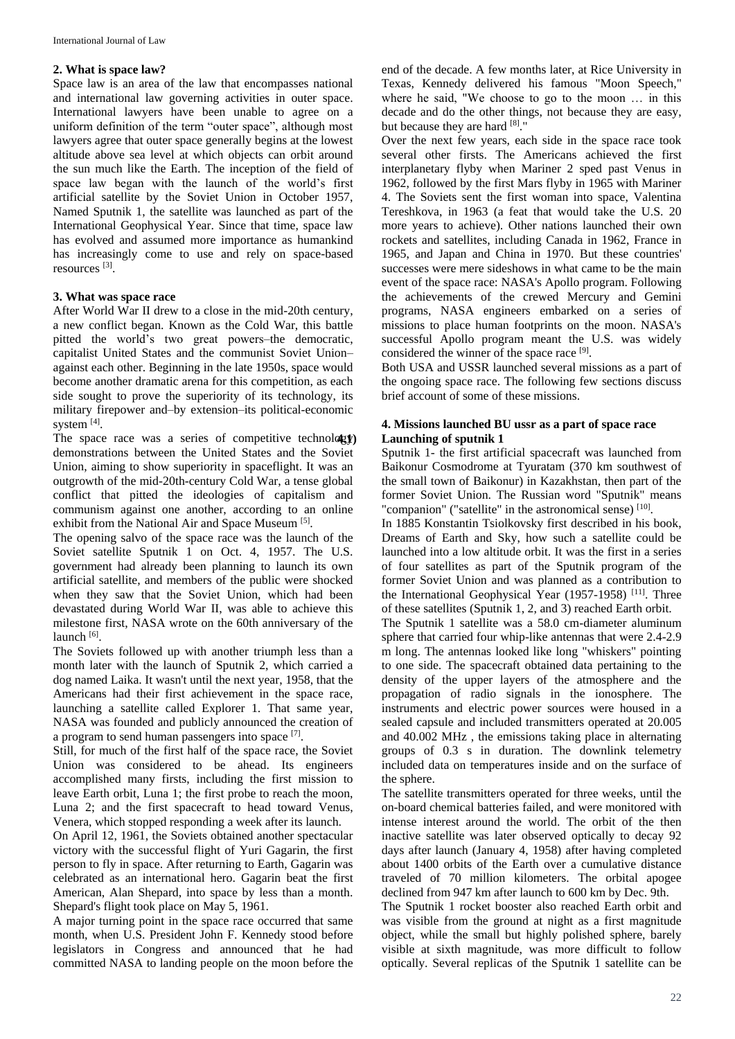## 2. What is space law?

Space law is an area of the law that encompasses national and international law governing activities in outer space. International lawyers have been unable to agree on a uniform definition of the term "outer space", although most lawyers agree that outer space generally begins at the lowest altitude above sea level at which objects can orbit around the sun much like the Earth. The inception of the field of space law began with the launch of the world's first artificial satellite by the Soviet Union in October 1957, Named Sputnik 1, the satellite was launched as part of the International Geophysical Year. Since that time, space law has evolved and assumed more importance as humankind has increasingly come to use and rely on space-based resources [3].

## 3. What was space race

After World War II drew to a close in the mid-20th century, a new conflict began. Known as the Cold War, this battle pitted the world's two great powers–the democratic, capitalist United States and the communist Soviet Union–against each other. Beginning in the late 1950s, space would become another dramatic arena for this competition, as each side sought to prove the superiority of its technology, its military firepower and–by extension–its political-economic system [4].

The space race was a series of competitive technology demonstrations between the United States and the Soviet Union, aiming to show superiority in spaceflight. It was an outgrowth of the mid-20th-century Cold War, a tense global conflict that pitted the ideologies of capitalism and communism against one another, according to an online exhibit from the National Air and Space Museum [5].

The opening salvo of the space race was the launch of the Soviet satellite Sputnik 1 on Oct. 4, 1957. The U.S. government had already been planning to launch its own artificial satellite, and members of the public were shocked when they saw that the Soviet Union, which had been devastated during World War II, was able to achieve this milestone first, NASA wrote on the 60th anniversary of the launch [6].

The Soviets followed up with another triumph less than a month later with the launch of Sputnik 2, which carried a dog named Laika. It wasn't until the next year, 1958, that the Americans had their first achievement in the space race, launching a satellite called Explorer 1. That same year, NASA was founded and publicly announced the creation of a program to send human passengers into space [7].

Still, for much of the first half of the space race, the Soviet Union was considered to be ahead. Its engineers accomplished many firsts, including the first mission to leave Earth orbit, Luna 1; the first probe to reach the moon, Luna 2; and the first spacecraft to head toward Venus, Venera, which stopped responding a week after its launch.

On April 12, 1961, the Soviets obtained another spectacular victory with the successful flight of Yuri Gagarin, the first person to fly in space. After returning to Earth, Gagarin was celebrated as an international hero. Gagarin beat the first American, Alan Shepard, into space by less than a month. Shepard's flight took place on May 5, 1961.

A major turning point in the space race occurred that same month, when U.S. President John F. Kennedy stood before legislators in Congress and announced that he had committed NASA to landing people on the moon before the end of the decade. A few months later, at Rice University in Texas, Kennedy delivered his famous "Moon Speech," where he said, "We choose to go to the moon … in this decade and do the other things, not because they are easy, but because they are hard [8]."

Over the next few years, each side in the space race took several other firsts. The Americans achieved the first interplanetary flyby when Mariner 2 sped past Venus in 1962, followed by the first Mars flyby in 1965 with Mariner 4. The Soviets sent the first woman into space, Valentina Tereshkova, in 1963 (a feat that would take the U.S. 20 more years to achieve). Other nations launched their own rockets and satellites, including Canada in 1962, France in 1965, and Japan and China in 1970. But these countries' successes were mere sideshows in what came to be the main event of the space race: NASA's Apollo program. Following the achievements of the crewed Mercury and Gemini programs, NASA engineers embarked on a series of missions to place human footprints on the moon. NASA's successful Apollo program meant the U.S. was widely considered the winner of the space race [9].

Both USA and USSR launched several missions as a part of the ongoing space race. The following few sections discuss brief account of some of these missions.

## 4. Missions launched BU ussr as a part of space race

### 4.1) Launching of sputnik 1

Sputnik 1- the first artificial spacecraft was launched from Baikonur Cosmodrome at Tyuratam (370 km southwest of the small town of Baikonur) in Kazakhstan, then part of the former Soviet Union. The Russian word "Sputnik" means "companion" ("satellite" in the astronomical sense) [10].

In 1885 Konstantin Tsiolkovsky first described in his book, Dreams of Earth and Sky, how such a satellite could be launched into a low altitude orbit. It was the first in a series of four satellites as part of the Sputnik program of the former Soviet Union and was planned as a contribution to the International Geophysical Year (1957-1958) [11]. Three of these satellites (Sputnik 1, 2, and 3) reached Earth orbit.

The Sputnik 1 satellite was a 58.0 cm-diameter aluminum sphere that carried four whip-like antennas that were 2.4-2.9 m long. The antennas looked like long "whiskers" pointing to one side. The spacecraft obtained data pertaining to the density of the upper layers of the atmosphere and the propagation of radio signals in the ionosphere. The instruments and electric power sources were housed in a sealed capsule and included transmitters operated at 20.005 and 40.002 MHz , the emissions taking place in alternating groups of 0.3 s in duration. The downlink telemetry included data on temperatures inside and on the surface of the sphere.

The satellite transmitters operated for three weeks, until the on-board chemical batteries failed, and were monitored with intense interest around the world. The orbit of the then inactive satellite was later observed optically to decay 92 days after launch (January 4, 1958) after having completed about 1400 orbits of the Earth over a cumulative distance traveled of 70 million kilometers. The orbital apogee declined from 947 km after launch to 600 km by Dec. 9th.

The Sputnik 1 rocket booster also reached Earth orbit and was visible from the ground at night as a first magnitude object, while the small but highly polished sphere, barely visible at sixth magnitude, was more difficult to follow optically. Several replicas of the Sputnik 1 satellite can be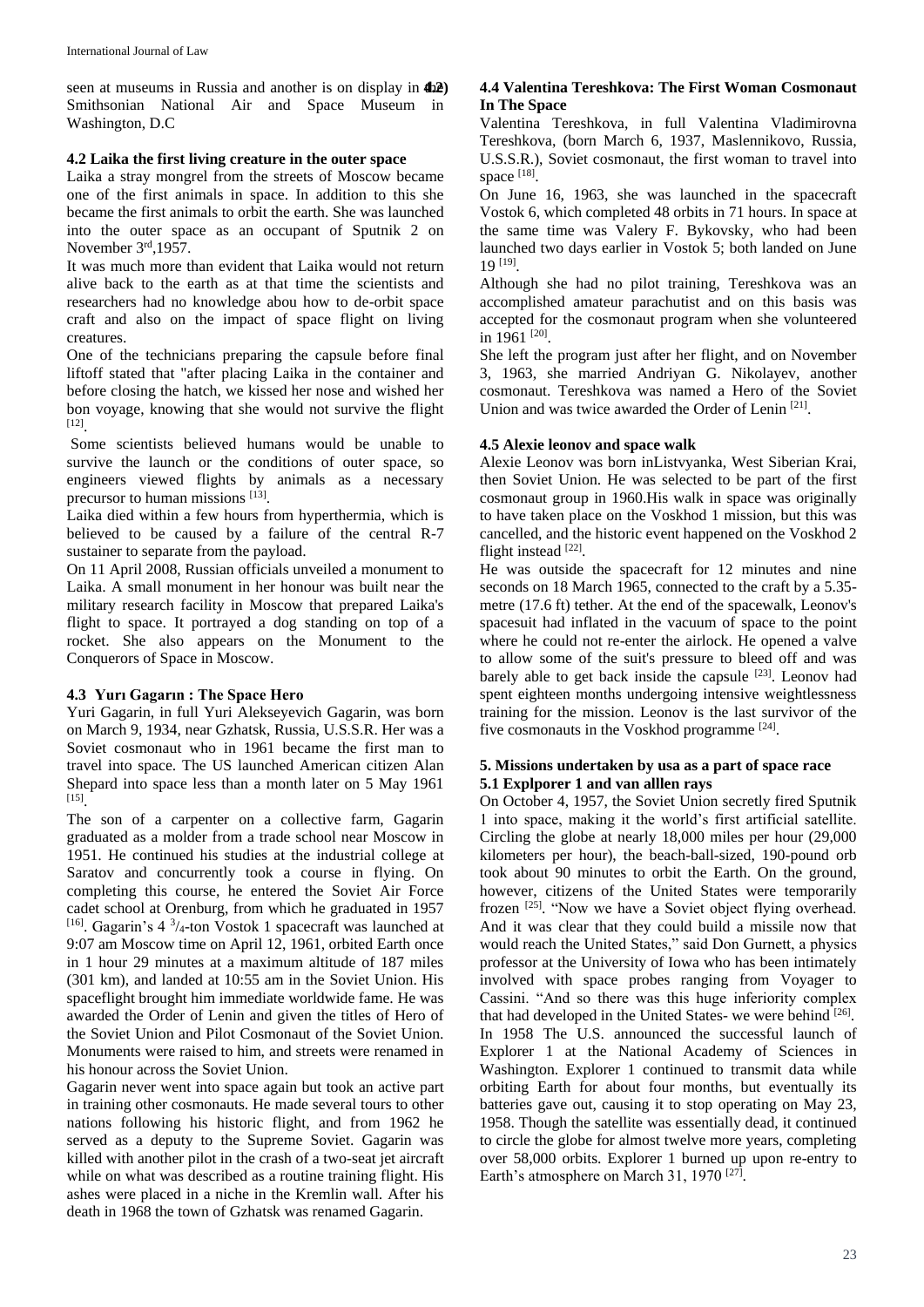seen at museums in Russia and another is on display in the Smithsonian National Air and Space Museum in Washington, D.C

### 4.2 Laika the first living creature in the outer space

Laika a stray mongrel from the streets of Moscow became one of the first animals in space. In addition to this she became the first animals to orbit the earth. She was launched into the outer space as an occupant of Sputnik 2 on November 3rd,1957.

It was much more than evident that Laika would not return alive back to the earth as at that time the scientists and researchers had no knowledge abou how to de-orbit space craft and also on the impact of space flight on living creatures.

One of the technicians preparing the capsule before final liftoff stated that "after placing Laika in the container and before closing the hatch, we kissed her nose and wished her bon voyage, knowing that she would not survive the flight [12].

Some scientists believed humans would be unable to survive the launch or the conditions of outer space, so engineers viewed flights by animals as a necessary precursor to human missions [13].

Laika died within a few hours from hyperthermia, which is believed to be caused by a failure of the central R-7 sustainer to separate from the payload.

On 11 April 2008, Russian officials unveiled a monument to Laika. A small monument in her honour was built near the military research facility in Moscow that prepared Laika's flight to space. It portrayed a dog standing on top of a rocket. She also appears on the Monument to the Conquerors of Space in Moscow.

### 4.3 Yurı Gagarın : The Space Hero

Yuri Gagarin, in full Yuri Alekseyevich Gagarin, was born on March 9, 1934, near Gzhatsk, Russia, U.S.S.R. Her was a Soviet cosmonaut who in 1961 became the first man to travel into space. The US launched American citizen Alan Shepard into space less than a month later on 5 May 1961 [15].

The son of a carpenter on a collective farm, Gagarin graduated as a molder from a trade school near Moscow in 1951. He continued his studies at the industrial college at Saratov and concurrently took a course in flying. On completing this course, he entered the Soviet Air Force cadet school at Orenburg, from which he graduated in 1957 [16]. Gagarin's 4 $^{3}/_{4}$-ton Vostok 1 spacecraft was launched at 9:07 am Moscow time on April 12, 1961, orbited Earth once in 1 hour 29 minutes at a maximum altitude of 187 miles (301 km), and landed at 10:55 am in the Soviet Union. His spaceflight brought him immediate worldwide fame. He was awarded the Order of Lenin and given the titles of Hero of the Soviet Union and Pilot Cosmonaut of the Soviet Union. Monuments were raised to him, and streets were renamed in his honour across the Soviet Union.

Gagarin never went into space again but took an active part in training other cosmonauts. He made several tours to other nations following his historic flight, and from 1962 he served as a deputy to the Supreme Soviet. Gagarin was killed with another pilot in the crash of a two-seat jet aircraft while on what was described as a routine training flight. His ashes were placed in a niche in the Kremlin wall. After his death in 1968 the town of Gzhatsk was renamed Gagarin.

### 4.4 Valentina Tereshkova: The First Woman Cosmonaut In The Space

Valentina Tereshkova, in full Valentina Vladimirovna Tereshkova, (born March 6, 1937, Maslennikovo, Russia, U.S.S.R.), Soviet cosmonaut, the first woman to travel into space [18].

On June 16, 1963, she was launched in the spacecraft Vostok 6, which completed 48 orbits in 71 hours. In space at the same time was Valery F. Bykovsky, who had been launched two days earlier in Vostok 5; both landed on June 19 [19].

Although she had no pilot training, Tereshkova was an accomplished amateur parachutist and on this basis was accepted for the cosmonaut program when she volunteered in 1961 [20].

She left the program just after her flight, and on November 3, 1963, she married Andriyan G. Nikolayev, another cosmonaut. Tereshkova was named a Hero of the Soviet Union and was twice awarded the Order of Lenin [21].

### 4.5 Alexie leonov and space walk

Alexie Leonov was born inListvyanka, West Siberian Krai, then Soviet Union. He was selected to be part of the first cosmonaut group in 1960.His walk in space was originally to have taken place on the Voskhod 1 mission, but this was cancelled, and the historic event happened on the Voskhod 2 flight instead [22].

He was outside the spacecraft for 12 minutes and nine seconds on 18 March 1965, connected to the craft by a 5.35-metre (17.6 ft) tether. At the end of the spacewalk, Leonov's spacesuit had inflated in the vacuum of space to the point where he could not re-enter the airlock. He opened a valve to allow some of the suit's pressure to bleed off and was barely able to get back inside the capsule [23]. Leonov had spent eighteen months undergoing intensive weightlessness training for the mission. Leonov is the last survivor of the five cosmonauts in the Voskhod programme [24].

## 5. Missions undertaken by usa as a part of space race

### 5.1 Explporer 1 and van alllen rays

On October 4, 1957, the Soviet Union secretly fired Sputnik 1 into space, making it the world's first artificial satellite. Circling the globe at nearly 18,000 miles per hour (29,000 kilometers per hour), the beach-ball-sized, 190-pound orb took about 90 minutes to orbit the Earth. On the ground, however, citizens of the United States were temporarily frozen [25]. "Now we have a Soviet object flying overhead. And it was clear that they could build a missile now that would reach the United States," said Don Gurnett, a physics professor at the University of Iowa who has been intimately involved with space probes ranging from Voyager to Cassini. "And so there was this huge inferiority complex that had developed in the United States- we were behind [26].

In 1958 The U.S. announced the successful launch of Explorer 1 at the National Academy of Sciences in Washington. Explorer 1 continued to transmit data while orbiting Earth for about four months, but eventually its batteries gave out, causing it to stop operating on May 23, 1958. Though the satellite was essentially dead, it continued to circle the globe for almost twelve more years, completing over 58,000 orbits. Explorer 1 burned up upon re-entry to Earth's atmosphere on March 31, 1970 [27].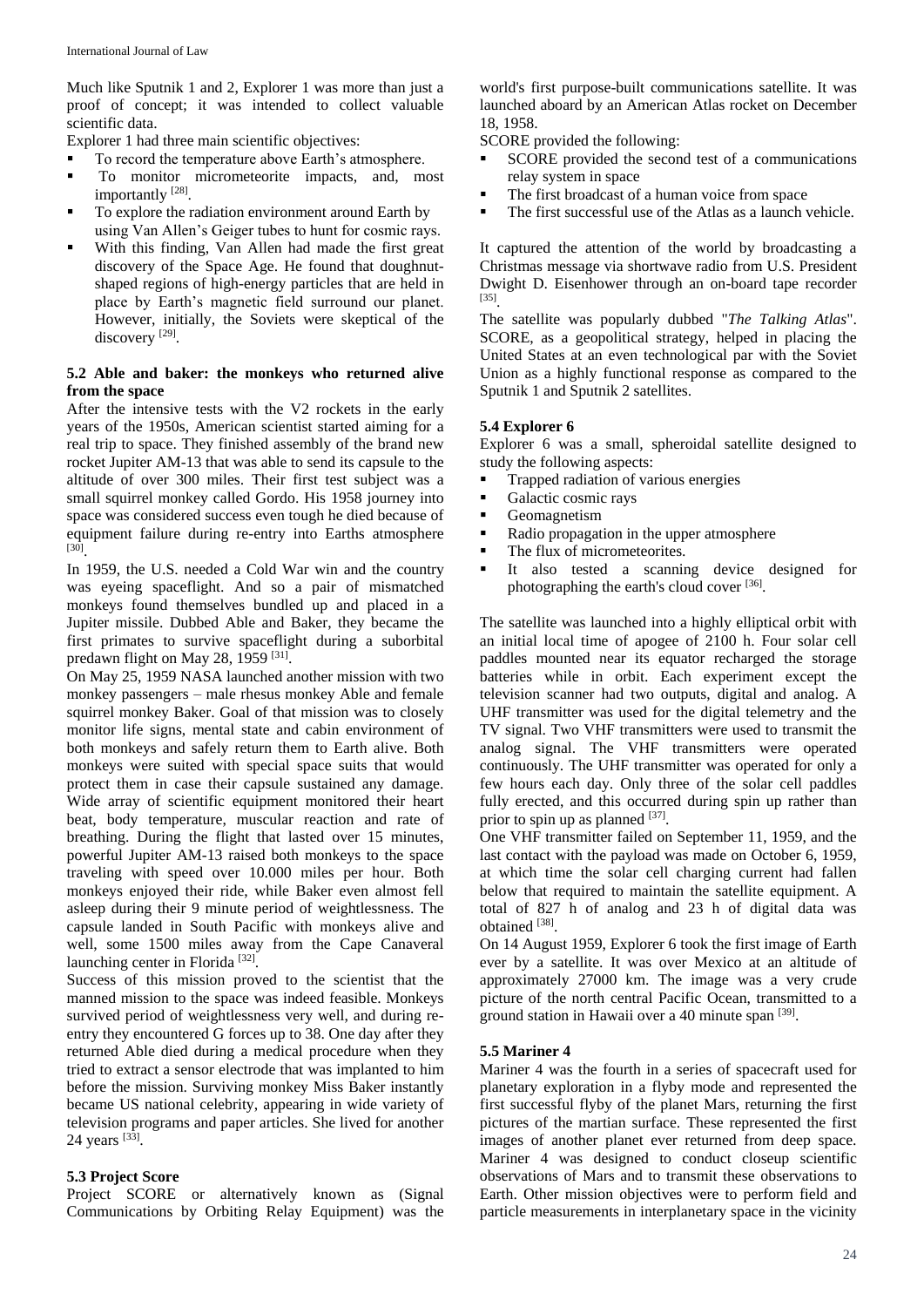Much like Sputnik 1 and 2, Explorer 1 was more than just a proof of concept; it was intended to collect valuable scientific data.

Explorer 1 had three main scientific objectives:

- To record the temperature above Earth's atmosphere.
- To monitor micrometeorite impacts, and, most importantly [28].
- To explore the radiation environment around Earth by using Van Allen's Geiger tubes to hunt for cosmic rays.
- With this finding, Van Allen had made the first great discovery of the Space Age. He found that doughnut-shaped regions of high-energy particles that are held in place by Earth's magnetic field surround our planet. However, initially, the Soviets were skeptical of the discovery [29].

### 5.2 Able and baker: the monkeys who returned alive from the space

After the intensive tests with the V2 rockets in the early years of the 1950s, American scientist started aiming for a real trip to space. They finished assembly of the brand new rocket Jupiter AM-13 that was able to send its capsule to the altitude of over 300 miles. Their first test subject was a small squirrel monkey called Gordo. His 1958 journey into space was considered success even tough he died because of equipment failure during re-entry into Earths atmosphere [30].

In 1959, the U.S. needed a Cold War win and the country was eyeing spaceflight. And so a pair of mismatched monkeys found themselves bundled up and placed in a Jupiter missile. Dubbed Able and Baker, they became the first primates to survive spaceflight during a suborbital predawn flight on May 28, 1959 [31].

On May 25, 1959 NASA launched another mission with two monkey passengers – male rhesus monkey Able and female squirrel monkey Baker. Goal of that mission was to closely monitor life signs, mental state and cabin environment of both monkeys and safely return them to Earth alive. Both monkeys were suited with special space suits that would protect them in case their capsule sustained any damage. Wide array of scientific equipment monitored their heart beat, body temperature, muscular reaction and rate of breathing. During the flight that lasted over 15 minutes, powerful Jupiter AM-13 raised both monkeys to the space traveling with speed over 10.000 miles per hour. Both monkeys enjoyed their ride, while Baker even almost fell asleep during their 9 minute period of weightlessness. The capsule landed in South Pacific with monkeys alive and well, some 1500 miles away from the Cape Canaveral launching center in Florida [32].

Success of this mission proved to the scientist that the manned mission to the space was indeed feasible. Monkeys survived period of weightlessness very well, and during re-entry they encountered G forces up to 38. One day after they returned Able died during a medical procedure when they tried to extract a sensor electrode that was implanted to him before the mission. Surviving monkey Miss Baker instantly became US national celebrity, appearing in wide variety of television programs and paper articles. She lived for another 24 years [33].

### 5.3 Project Score

Project SCORE or alternatively known as (Signal Communications by Orbiting Relay Equipment) was the world's first purpose-built communications satellite. It was launched aboard by an American Atlas rocket on December 18, 1958.

SCORE provided the following:

- SCORE provided the second test of a communications relay system in space
- The first broadcast of a human voice from space
- The first successful use of the Atlas as a launch vehicle.

It captured the attention of the world by broadcasting a Christmas message via shortwave radio from U.S. President Dwight D. Eisenhower through an on-board tape recorder [35].

The satellite was popularly dubbed "*The Talking Atlas*". SCORE, as a geopolitical strategy, helped in placing the United States at an even technological par with the Soviet Union as a highly functional response as compared to the Sputnik 1 and Sputnik 2 satellites.

### 5.4 Explorer 6

Explorer 6 was a small, spheroidal satellite designed to study the following aspects:

- Trapped radiation of various energies
- Galactic cosmic rays
- Geomagnetism
- Radio propagation in the upper atmosphere
- The flux of micrometeorites.
- It also tested a scanning device designed for photographing the earth's cloud cover [36].

The satellite was launched into a highly elliptical orbit with an initial local time of apogee of 2100 h. Four solar cell paddles mounted near its equator recharged the storage batteries while in orbit. Each experiment except the television scanner had two outputs, digital and analog. A UHF transmitter was used for the digital telemetry and the TV signal. Two VHF transmitters were used to transmit the analog signal. The VHF transmitters were operated continuously. The UHF transmitter was operated for only a few hours each day. Only three of the solar cell paddles fully erected, and this occurred during spin up rather than prior to spin up as planned [37].

One VHF transmitter failed on September 11, 1959, and the last contact with the payload was made on October 6, 1959, at which time the solar cell charging current had fallen below that required to maintain the satellite equipment. A total of 827 h of analog and 23 h of digital data was obtained [38].

On 14 August 1959, Explorer 6 took the first image of Earth ever by a satellite. It was over Mexico at an altitude of approximately 27000 km. The image was a very crude picture of the north central Pacific Ocean, transmitted to a ground station in Hawaii over a 40 minute span [39].

### 5.5 Mariner 4

Mariner 4 was the fourth in a series of spacecraft used for planetary exploration in a flyby mode and represented the first successful flyby of the planet Mars, returning the first pictures of the martian surface. These represented the first images of another planet ever returned from deep space. Mariner 4 was designed to conduct closeup scientific observations of Mars and to transmit these observations to Earth. Other mission objectives were to perform field and particle measurements in interplanetary space in the vicinity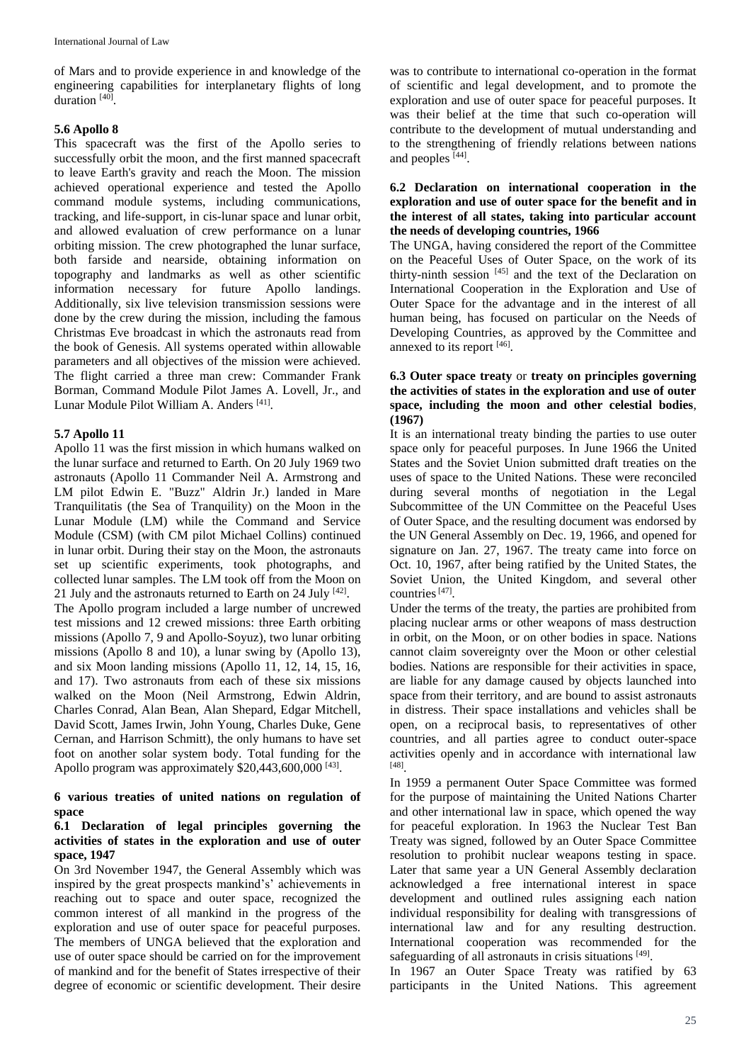of Mars and to provide experience in and knowledge of the engineering capabilities for interplanetary flights of long duration [40].

### 5.6 Apollo 8

This spacecraft was the first of the Apollo series to successfully orbit the moon, and the first manned spacecraft to leave Earth's gravity and reach the Moon. The mission achieved operational experience and tested the Apollo command module systems, including communications, tracking, and life-support, in cis-lunar space and lunar orbit, and allowed evaluation of crew performance on a lunar orbiting mission. The crew photographed the lunar surface, both farside and nearside, obtaining information on topography and landmarks as well as other scientific information necessary for future Apollo landings. Additionally, six live television transmission sessions were done by the crew during the mission, including the famous Christmas Eve broadcast in which the astronauts read from the book of Genesis. All systems operated within allowable parameters and all objectives of the mission were achieved. The flight carried a three man crew: Commander Frank Borman, Command Module Pilot James A. Lovell, Jr., and Lunar Module Pilot William A. Anders [41].

### 5.7 Apollo 11

Apollo 11 was the first mission in which humans walked on the lunar surface and returned to Earth. On 20 July 1969 two astronauts (Apollo 11 Commander Neil A. Armstrong and LM pilot Edwin E. "Buzz" Aldrin Jr.) landed in Mare Tranquilitatis (the Sea of Tranquility) on the Moon in the Lunar Module (LM) while the Command and Service Module (CSM) (with CM pilot Michael Collins) continued in lunar orbit. During their stay on the Moon, the astronauts set up scientific experiments, took photographs, and collected lunar samples. The LM took off from the Moon on 21 July and the astronauts returned to Earth on 24 July [42].

The Apollo program included a large number of uncrewed test missions and 12 crewed missions: three Earth orbiting missions (Apollo 7, 9 and Apollo-Soyuz), two lunar orbiting missions (Apollo 8 and 10), a lunar swing by (Apollo 13), and six Moon landing missions (Apollo 11, 12, 14, 15, 16, and 17). Two astronauts from each of these six missions walked on the Moon (Neil Armstrong, Edwin Aldrin, Charles Conrad, Alan Bean, Alan Shepard, Edgar Mitchell, David Scott, James Irwin, John Young, Charles Duke, Gene Cernan, and Harrison Schmitt), the only humans to have set foot on another solar system body. Total funding for the Apollo program was approximately $20,443,600,000 [43].

## 6 various treaties of united nations on regulation of space

### 6.1 Declaration of legal principles governing the activities of states in the exploration and use of outer space, 1947

On 3rd November 1947, the General Assembly which was inspired by the great prospects mankind's' achievements in reaching out to space and outer space, recognized the common interest of all mankind in the progress of the exploration and use of outer space for peaceful purposes. The members of UNGA believed that the exploration and use of outer space should be carried on for the improvement of mankind and for the benefit of States irrespective of their degree of economic or scientific development. Their desire was to contribute to international co-operation in the format of scientific and legal development, and to promote the exploration and use of outer space for peaceful purposes. It was their belief at the time that such co-operation will contribute to the development of mutual understanding and to the strengthening of friendly relations between nations and peoples [44].

### 6.2 Declaration on international cooperation in the exploration and use of outer space for the benefit and in the interest of all states, taking into particular account the needs of developing countries, 1966

The UNGA, having considered the report of the Committee on the Peaceful Uses of Outer Space, on the work of its thirty-ninth session [45] and the text of the Declaration on International Cooperation in the Exploration and Use of Outer Space for the advantage and in the interest of all human being, has focused on particular on the Needs of Developing Countries, as approved by the Committee and annexed to its report [46].

### 6.3 Outer space treaty or treaty on principles governing the activities of states in the exploration and use of outer space, including the moon and other celestial bodies, (1967)

It is an international treaty binding the parties to use outer space only for peaceful purposes. In June 1966 the United States and the Soviet Union submitted draft treaties on the uses of space to the United Nations. These were reconciled during several months of negotiation in the Legal Subcommittee of the UN Committee on the Peaceful Uses of Outer Space, and the resulting document was endorsed by the UN General Assembly on Dec. 19, 1966, and opened for signature on Jan. 27, 1967. The treaty came into force on Oct. 10, 1967, after being ratified by the United States, the Soviet Union, the United Kingdom, and several other countries [47].

Under the terms of the treaty, the parties are prohibited from placing nuclear arms or other weapons of mass destruction in orbit, on the Moon, or on other bodies in space. Nations cannot claim sovereignty over the Moon or other celestial bodies. Nations are responsible for their activities in space, are liable for any damage caused by objects launched into space from their territory, and are bound to assist astronauts in distress. Their space installations and vehicles shall be open, on a reciprocal basis, to representatives of other countries, and all parties agree to conduct outer-space activities openly and in accordance with international law [48].

In 1959 a permanent Outer Space Committee was formed for the purpose of maintaining the United Nations Charter and other international law in space, which opened the way for peaceful exploration. In 1963 the Nuclear Test Ban Treaty was signed, followed by an Outer Space Committee resolution to prohibit nuclear weapons testing in space. Later that same year a UN General Assembly declaration acknowledged a free international interest in space development and outlined rules assigning each nation individual responsibility for dealing with transgressions of international law and for any resulting destruction. International cooperation was recommended for the safeguarding of all astronauts in crisis situations [49].

In 1967 an Outer Space Treaty was ratified by 63 participants in the United Nations. This agreement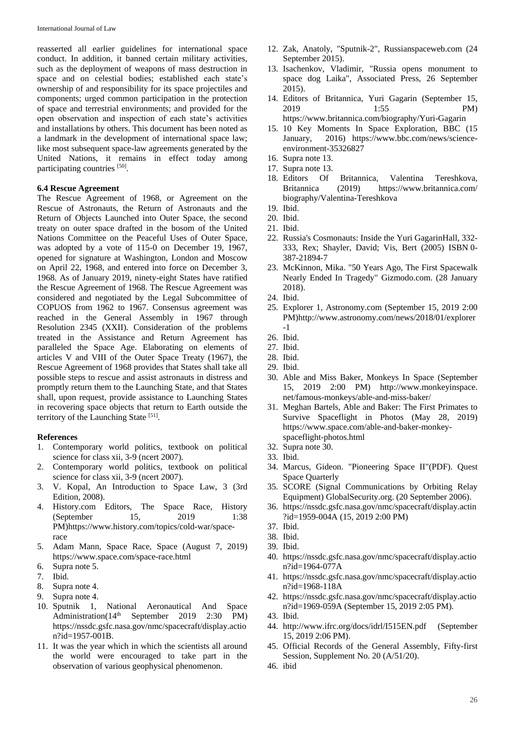reasserted all earlier guidelines for international space conduct. In addition, it banned certain military activities, such as the deployment of weapons of mass destruction in space and on celestial bodies; established each state's ownership of and responsibility for its space projectiles and components; urged common participation in the protection of space and terrestrial environments; and provided for the open observation and inspection of each state's activities and installations by others. This document has been noted as a landmark in the development of international space law; like most subsequent space-law agreements generated by the United Nations, it remains in effect today among participating countries [50].

### 6.4 Rescue Agreement

The Rescue Agreement of 1968, or Agreement on the Rescue of Astronauts, the Return of Astronauts and the Return of Objects Launched into Outer Space, the second treaty on outer space drafted in the bosom of the United Nations Committee on the Peaceful Uses of Outer Space, was adopted by a vote of 115-0 on December 19, 1967, opened for signature at Washington, London and Moscow on April 22, 1968, and entered into force on December 3, 1968. As of January 2019, ninety-eight States have ratified the Rescue Agreement of 1968. The Rescue Agreement was considered and negotiated by the Legal Subcommittee of COPUOS from 1962 to 1967. Consensus agreement was reached in the General Assembly in 1967 through Resolution 2345 (XXII). Consideration of the problems treated in the Assistance and Return Agreement has paralleled the Space Age. Elaborating on elements of articles V and VIII of the Outer Space Treaty (1967), the Rescue Agreement of 1968 provides that States shall take all possible steps to rescue and assist astronauts in distress and promptly return them to the Launching State, and that States shall, upon request, provide assistance to Launching States in recovering space objects that return to Earth outside the territory of the Launching State [51].

### References

1. Contemporary world politics, textbook on political science for class xii, 3-9 (ncert 2007).
2. Contemporary world politics, textbook on political science for class xii, 3-9 (ncert 2007).
3. V. Kopal, An Introduction to Space Law, 3 (3rd Edition, 2008).
4. History.com Editors, The Space Race, History (September 15, 2019 1:38 PM)https://www.history.com/topics/cold-war/space-race
5. Adam Mann, Space Race, Space (August 7, 2019) https://www.space.com/space-race.html
6. Supra note 5.
7. Ibid.
8. Supra note 4.
9. Supra note 4.
10. Sputnik 1, National Aeronautical And Space Administration(14th September 2019 2:30 PM) https://nssdc.gsfc.nasa.gov/nmc/spacecraft/display.action?id=1957-001B.
11. It was the year which in which the scientists all around the world were encouraged to take part in the observation of various geophysical phenomenon.
12. Zak, Anatoly, "Sputnik-2", Russianspaceweb.com (24 September 2015).
13. Isachenkov, Vladimir, "Russia opens monument to space dog Laika", Associated Press, 26 September 2015).
14. Editors of Britannica, Yuri Gagarin (September 15, 2019 1:55 PM) https://www.britannica.com/biography/Yuri-Gagarin
15. 10 Key Moments In Space Exploration, BBC (15 January, 2016) https://www.bbc.com/news/science-environment-35326827
16. Supra note 13.
17. Supra note 13.
18. Editors Of Britannica, Valentina Tereshkova, Britannica (2019) https://www.britannica.com/biography/Valentina-Tereshkova
19. Ibid.
20. Ibid.
21. Ibid.
22. Russia's Cosmonauts: Inside the Yuri GagarinHall, 332-333, Rex; Shayler, David; Vis, Bert (2005) ISBN 0-387-21894-7
23. McKinnon, Mika. "50 Years Ago, The First Spacewalk Nearly Ended In Tragedy" Gizmodo.com. (28 January 2018).
24. Ibid.
25. Explorer 1, Astronomy.com (September 15, 2019 2:00 PM)http://www.astronomy.com/news/2018/01/explorer-1
26. Ibid.
27. Ibid.
28. Ibid.
29. Ibid.
30. Able and Miss Baker, Monkeys In Space (September 15, 2019 2:00 PM) http://www.monkeyinspace.net/famous-monkeys/able-and-miss-baker/
31. Meghan Bartels, Able and Baker: The First Primates to Survive Spaceflight in Photos (May 28, 2019) https://www.space.com/able-and-baker-monkey-spaceflight-photos.html
32. Supra note 30.
33. Ibid.
34. Marcus, Gideon. "Pioneering Space II"(PDF). Quest Space Quarterly
35. SCORE (Signal Communications by Orbiting Relay Equipment) GlobalSecurity.org. (20 September 2006).
36. https://nssdc.gsfc.nasa.gov/nmc/spacecraft/display.actin?id=1959-004A (15, 2019 2:00 PM)
37. Ibid.
38. Ibid.
39. Ibid.
40. https://nssdc.gsfc.nasa.gov/nmc/spacecraft/display.action?id=1964-077A
41. https://nssdc.gsfc.nasa.gov/nmc/spacecraft/display.action?id=1968-118A
42. https://nssdc.gsfc.nasa.gov/nmc/spacecraft/display.action?id=1969-059A (September 15, 2019 2:05 PM).
43. Ibid.
44. http://www.ifrc.org/docs/idrl/I515EN.pdf (September 15, 2019 2:06 PM).
45. Official Records of the General Assembly, Fifty-first Session, Supplement No. 20 (A/51/20).
46. ibid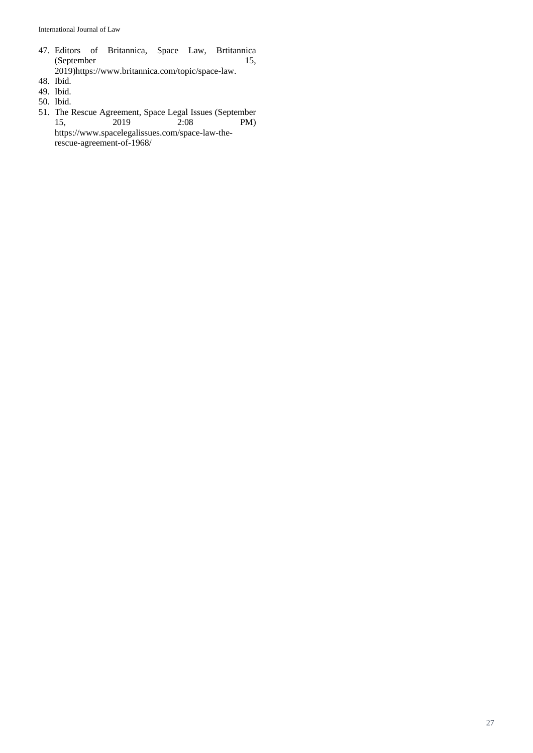47. Editors of Britannica, Space Law, Brtitannica (September 15, 2019)https://www.britannica.com/topic/space-law.
48. Ibid.
49. Ibid.
50. Ibid.
51. The Rescue Agreement, Space Legal Issues (September 15, 2019 2:08 PM) https://www.spacelegalissues.com/space-law-the-rescue-agreement-of-1968/